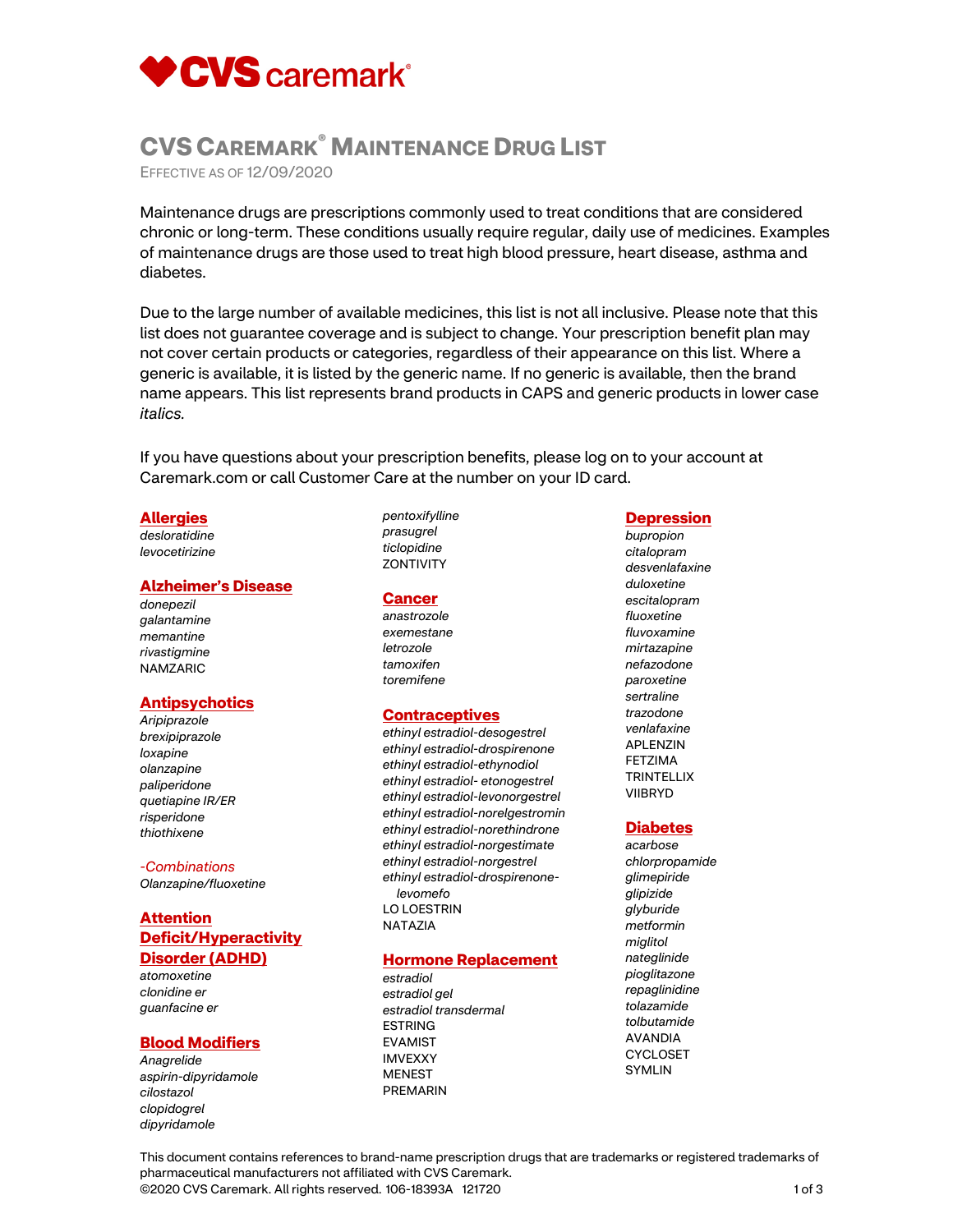CVS caremark®

# CVS Caremark® Maintenance Drug List

Effective as of 12/09/2020

Maintenance drugs are prescriptions commonly used to treat conditions that are considered chronic or long-term. These conditions usually require regular, daily use of medicines. Examples of maintenance drugs are those used to treat high blood pressure, heart disease, asthma and diabetes.

Due to the large number of available medicines, this list is not all inclusive. Please note that this list does not guarantee coverage and is subject to change. Your prescription benefit plan may not cover certain products or categories, regardless of their appearance on this list. Where a generic is available, it is listed by the generic name. If no generic is available, then the brand name appears. This list represents brand products in CAPS and generic products in lower case *italics*.

If you have questions about your prescription benefits, please log on to your account at Caremark.com or call Customer Care at the number on your ID card.

## Allergies

*desloratidine*
*levocetirizine*

## Alzheimer's Disease

*donepezil*
*galantamine*
*memantine*
*rivastigmine*
NAMZARIC

## Antipsychotics

*Aripiprazole*
*brexipiprazole*
*loxapine*
*olanzapine*
*paliperidone*
*quetiapine IR/ER*
*risperidone*
*thiothixene*

*-Combinations*

*Olanzapine/fluoxetine*

## Attention Deficit/Hyperactivity Disorder (ADHD)

*atomoxetine*
*clonidine er*
*guanfacine er*

## Blood Modifiers

*Anagrelide*
*aspirin-dipyridamole*
*cilostazol*
*clopidogrel*
*dipyridamole*
*pentoxifylline*
*prasugrel*
*ticlopidine*
ZONTIVITY

## Cancer

*anastrozole*
*exemestane*
*letrozole*
*tamoxifen*
*toremifene*

## Contraceptives

*ethinyl estradiol-desogestrel*
*ethinyl estradiol-drospirenone*
*ethinyl estradiol-ethynodiol*
*ethinyl estradiol- etonogestrel*
*ethinyl estradiol-levonorgestrel*
*ethinyl estradiol-norelgestromin*
*ethinyl estradiol-norethindrone*
*ethinyl estradiol-norgestimate*
*ethinyl estradiol-norgestrel*
*ethinyl estradiol-drospirenone-levomefo*
LO LOESTRIN
NATAZIA

## Hormone Replacement

*estradiol*
*estradiol gel*
*estradiol transdermal*
ESTRING
EVAMIST
IMVEXXY
MENEST
PREMARIN

## Depression

*bupropion*
*citalopram*
*desvenlafaxine*
*duloxetine*
*escitalopram*
*fluoxetine*
*fluvoxamine*
*mirtazapine*
*nefazodone*
*paroxetine*
*sertraline*
*trazodone*
*venlafaxine*
APLENZIN
FETZIMA
TRINTELLIX
VIIBRYD

## Diabetes

*acarbose*
*chlorpropamide*
*glimepiride*
*glipizide*
*glyburide*
*metformin*
*miglitol*
*nateglinide*
*pioglitazone*
*repaglinidine*
*tolazamide*
*tolbutamide*
AVANDIA
CYCLOSET
SYMLIN

This document contains references to brand-name prescription drugs that are trademarks or registered trademarks of pharmaceutical manufacturers not affiliated with CVS Caremark.
©2020 CVS Caremark. All rights reserved. 106-18393A 121720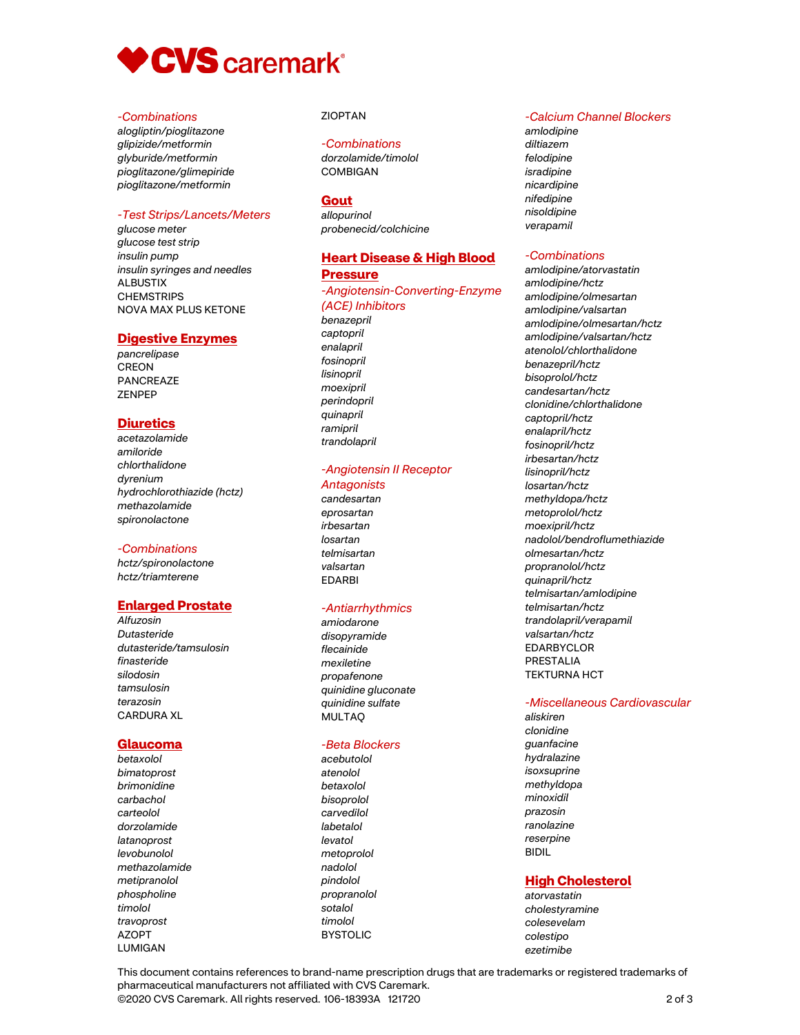*-Combinations*

*alogliptin/pioglitazone*
*glipizide/metformin*
*glyburide/metformin*
*pioglitazone/glimepiride*
*pioglitazone/metformin*

*-Test Strips/Lancets/Meters*

*glucose meter*
*glucose test strip*
*insulin pump*
*insulin syringes and needles*
ALBUSTIX
CHEMSTRIPS
NOVA MAX PLUS KETONE

## Digestive Enzymes

*pancrelipase*
CREON
PANCREAZE
ZENPEP

## Diuretics

*acetazolamide*
*amiloride*
*chlorthalidone*
*dyrenium*
*hydrochlorothiazide (hctz)*
*methazolamide*
*spironolactone*

*-Combinations*

*hctz/spironolactone*
*hctz/triamterene*

## Enlarged Prostate

*Alfuzosin*
*Dutasteride*
*dutasteride/tamsulosin*
*finasteride*
*silodosin*
*tamsulosin*
*terazosin*
CARDURA XL

## Glaucoma

*betaxolol*
*bimatoprost*
*brimonidine*
*carbachol*
*carteolol*
*dorzolamide*
*latanoprost*
*levobunolol*
*methazolamide*
*metipranolol*
*phospholine*
*timolol*
*travoprost*
AZOPT
LUMIGAN
ZIOPTAN

*-Combinations*

*dorzolamide/timolol*
COMBIGAN

## Gout

*allopurinol*
*probenecid/colchicine*

## Heart Disease & High Blood Pressure

*-Angiotensin-Converting-Enzyme (ACE) Inhibitors*

*benazepril*
*captopril*
*enalapril*
*fosinopril*
*lisinopril*
*moexipril*
*perindopril*
*quinapril*
*ramipril*
*trandolapril*

*-Angiotensin II Receptor Antagonists*

*candesartan*
*eprosartan*
*irbesartan*
*losartan*
*telmisartan*
*valsartan*
EDARBI

*-Antiarrhythmics*

*amiodarone*
*disopyramide*
*flecainide*
*mexiletine*
*propafenone*
*quinidine gluconate*
*quinidine sulfate*
MULTAQ

*-Beta Blockers*

*acebutolol*
*atenolol*
*betaxolol*
*bisoprolol*
*carvedilol*
*labetalol*
*levatol*
*metoprolol*
*nadolol*
*pindolol*
*propranolol*
*sotalol*
*timolol*
BYSTOLIC

*-Calcium Channel Blockers*

*amlodipine*
*diltiazem*
*felodipine*
*isradipine*
*nicardipine*
*nifedipine*
*nisoldipine*
*verapamil*

*-Combinations*

*amlodipine/atorvastatin*
*amlodipine/hctz*
*amlodipine/olmesartan*
*amlodipine/valsartan*
*amlodipine/olmesartan/hctz*
*amlodipine/valsartan/hctz*
*atenolol/chlorthalidone*
*benazepril/hctz*
*bisoprolol/hctz*
*candesartan/hctz*
*clonidine/chlorthalidone*
*captopril/hctz*
*enalapril/hctz*
*fosinopril/hctz*
*irbesartan/hctz*
*lisinopril/hctz*
*losartan/hctz*
*methyldopa/hctz*
*metoprolol/hctz*
*moexipril/hctz*
*nadolol/bendroflumethiazide*
*olmesartan/hctz*
*propranolol/hctz*
*quinapril/hctz*
*telmisartan/amlodipine*
*telmisartan/hctz*
*trandolapril/verapamil*
*valsartan/hctz*
EDARBYCLOR
PRESTALIA
TEKTURNA HCT

*-Miscellaneous Cardiovascular*

*aliskiren*
*clonidine*
*guanfacine*
*hydralazine*
*isoxsuprine*
*methyldopa*
*minoxidil*
*prazosin*
*ranolazine*
*reserpine*
BIDIL

## High Cholesterol

*atorvastatin*
*cholestyramine*
*colesevelam*
*colestipo*
*ezetimibe*

This document contains references to brand-name prescription drugs that are trademarks or registered trademarks of pharmaceutical manufacturers not affiliated with CVS Caremark.
©2020 CVS Caremark. All rights reserved. 106-18393A 121720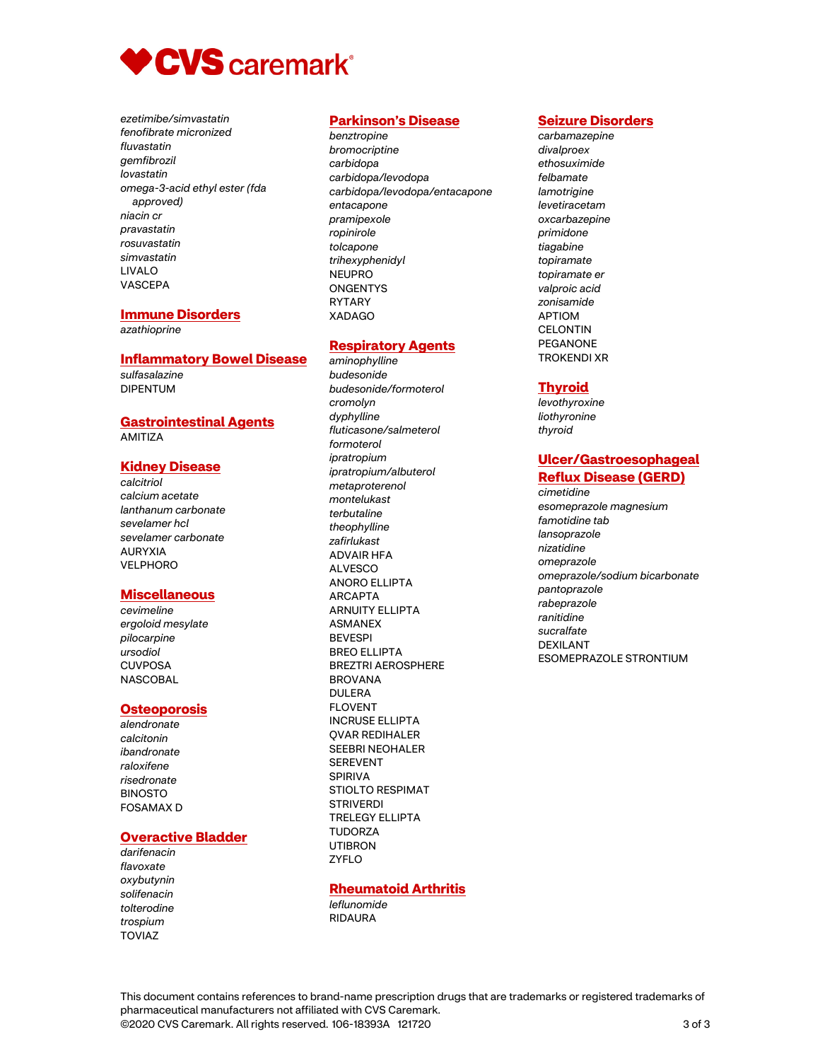*ezetimibe/simvastatin*
*fenofibrate micronized*
*fluvastatin*
*gemfibrozil*
*lovastatin*
*omega-3-acid ethyl ester (fda approved)*
*niacin cr*
*pravastatin*
*rosuvastatin*
*simvastatin*
LIVALO
VASCEPA

## Immune Disorders

*azathioprine*

## Inflammatory Bowel Disease

*sulfasalazine*
DIPENTUM

## Gastrointestinal Agents

AMITIZA

## Kidney Disease

*calcitriol*
*calcium acetate*
*lanthanum carbonate*
*sevelamer hcl*
*sevelamer carbonate*
AURYXIA
VELPHORO

## Miscellaneous

*cevimeline*
*ergoloid mesylate*
*pilocarpine*
*ursodiol*
CUVPOSA
NASCOBAL

## Osteoporosis

*alendronate*
*calcitonin*
*ibandronate*
*raloxifene*
*risedronate*
BINOSTO
FOSAMAX D

## Overactive Bladder

*darifenacin*
*flavoxate*
*oxybutynin*
*solifenacin*
*tolterodine*
*trospium*
TOVIAZ

## Parkinson's Disease

*benztropine*
*bromocriptine*
*carbidopa*
*carbidopa/levodopa*
*carbidopa/levodopa/entacapone*
*entacapone*
*pramipexole*
*ropinirole*
*tolcapone*
*trihexyphenidyl*
NEUPRO
ONGENTYS
RYTARY
XADAGO

## Respiratory Agents

*aminophylline*
*budesonide*
*budesonide/formoterol*
*cromolyn*
*dyphylline*
*fluticasone/salmeterol*
*formoterol*
*ipratropium*
*ipratropium/albuterol*
*metaproterenol*
*montelukast*
*terbutaline*
*theophylline*
*zafirlukast*
ADVAIR HFA
ALVESCO
ANORO ELLIPTA
ARCAPTA
ARNUITY ELLIPTA
ASMANEX
BEVESPI
BREO ELLIPTA
BREZTRI AEROSPHERE
BROVANA
DULERA
FLOVENT
INCRUSE ELLIPTA
QVAR REDIHALER
SEEBRI NEOHALER
SEREVENT
SPIRIVA
STIOLTO RESPIMAT
STRIVERDI
TRELEGY ELLIPTA
TUDORZA
UTIBRON
ZYFLO

## Rheumatoid Arthritis

*leflunomide*
RIDAURA

## Seizure Disorders

*carbamazepine*
*divalproex*
*ethosuximide*
*felbamate*
*lamotrigine*
*levetiracetam*
*oxcarbazepine*
*primidone*
*tiagabine*
*topiramate*
*topiramate er*
*valproic acid*
*zonisamide*
APTIOM
CELONTIN
PEGANONE
TROKENDI XR

## Thyroid

*levothyroxine*
*liothyronine*
*thyroid*

## Ulcer/Gastroesophageal Reflux Disease (GERD)

*cimetidine*
*esomeprazole magnesium*
*famotidine tab*
*lansoprazole*
*nizatidine*
*omeprazole*
*omeprazole/sodium bicarbonate*
*pantoprazole*
*rabeprazole*
*ranitidine*
*sucralfate*
DEXILANT
ESOMEPRAZOLE STRONTIUM

This document contains references to brand-name prescription drugs that are trademarks or registered trademarks of pharmaceutical manufacturers not affiliated with CVS Caremark.
©2020 CVS Caremark. All rights reserved. 106-18393A 121720